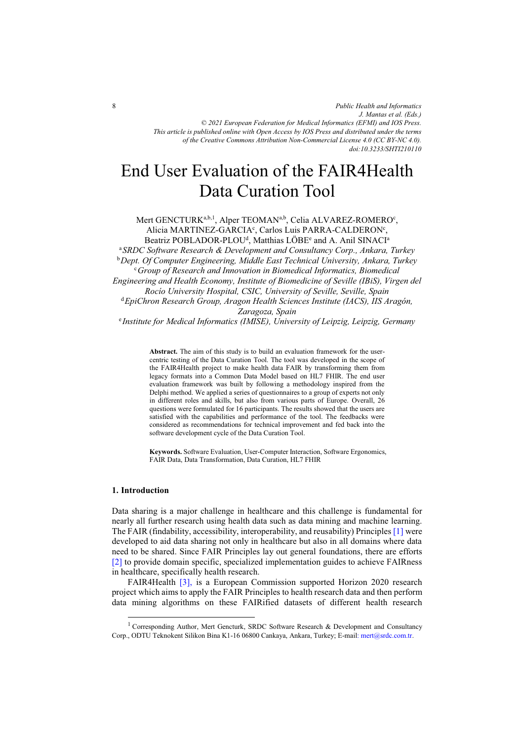# End User Evaluation of the FAIR4Health Data Curation Tool

Mert GENCTURK[a,b,1], Alper TEOMAN[a,b], Celia ALVAREZ-ROMERO[c], Alicia MARTINEZ-GARCIA[c], Carlos Luis PARRA-CALDERON[c], Beatriz POBLADOR-PLOU[d], Matthias LÖBE[e] and A. Anil SINACI[a]

[a] *SRDC Software Research & Development and Consultancy Corp., Ankara, Turkey*
[b] *Dept. Of Computer Engineering, Middle East Technical University, Ankara, Turkey*
[c] *Group of Research and Innovation in Biomedical Informatics, Biomedical Engineering and Health Economy, Institute of Biomedicine of Seville (IBiS), Virgen del Rocío University Hospital, CSIC, University of Seville, Seville, Spain*
[d] *EpiChron Research Group, Aragon Health Sciences Institute (IACS), IIS Aragón, Zaragoza, Spain*
[e] *Institute for Medical Informatics (IMISE), University of Leipzig, Leipzig, Germany*

**Abstract.** The aim of this study is to build an evaluation framework for the user-centric testing of the Data Curation Tool. The tool was developed in the scope of the FAIR4Health project to make health data FAIR by transforming them from legacy formats into a Common Data Model based on HL7 FHIR. The end user evaluation framework was built by following a methodology inspired from the Delphi method. We applied a series of questionnaires to a group of experts not only in different roles and skills, but also from various parts of Europe. Overall, 26 questions were formulated for 16 participants. The results showed that the users are satisfied with the capabilities and performance of the tool. The feedbacks were considered as recommendations for technical improvement and fed back into the software development cycle of the Data Curation Tool.

**Keywords.** Software Evaluation, User-Computer Interaction, Software Ergonomics, FAIR Data, Data Transformation, Data Curation, HL7 FHIR

## 1. Introduction

Data sharing is a major challenge in healthcare and this challenge is fundamental for nearly all further research using health data such as data mining and machine learning. The FAIR (findability, accessibility, interoperability, and reusability) Principles [1] were developed to aid data sharing not only in healthcare but also in all domains where data need to be shared. Since FAIR Principles lay out general foundations, there are efforts [2] to provide domain specific, specialized implementation guides to achieve FAIRness in healthcare, specifically health research.

FAIR4Health [3], is a European Commission supported Horizon 2020 research project which aims to apply the FAIR Principles to health research data and then perform data mining algorithms on these FAIRified datasets of different health research

[1] Corresponding Author, Mert Gencturk, SRDC Software Research & Development and Consultancy Corp., ODTU Teknokent Silikon Bina K1-16 06800 Cankaya, Ankara, Turkey; E-mail: mert@srdc.com.tr.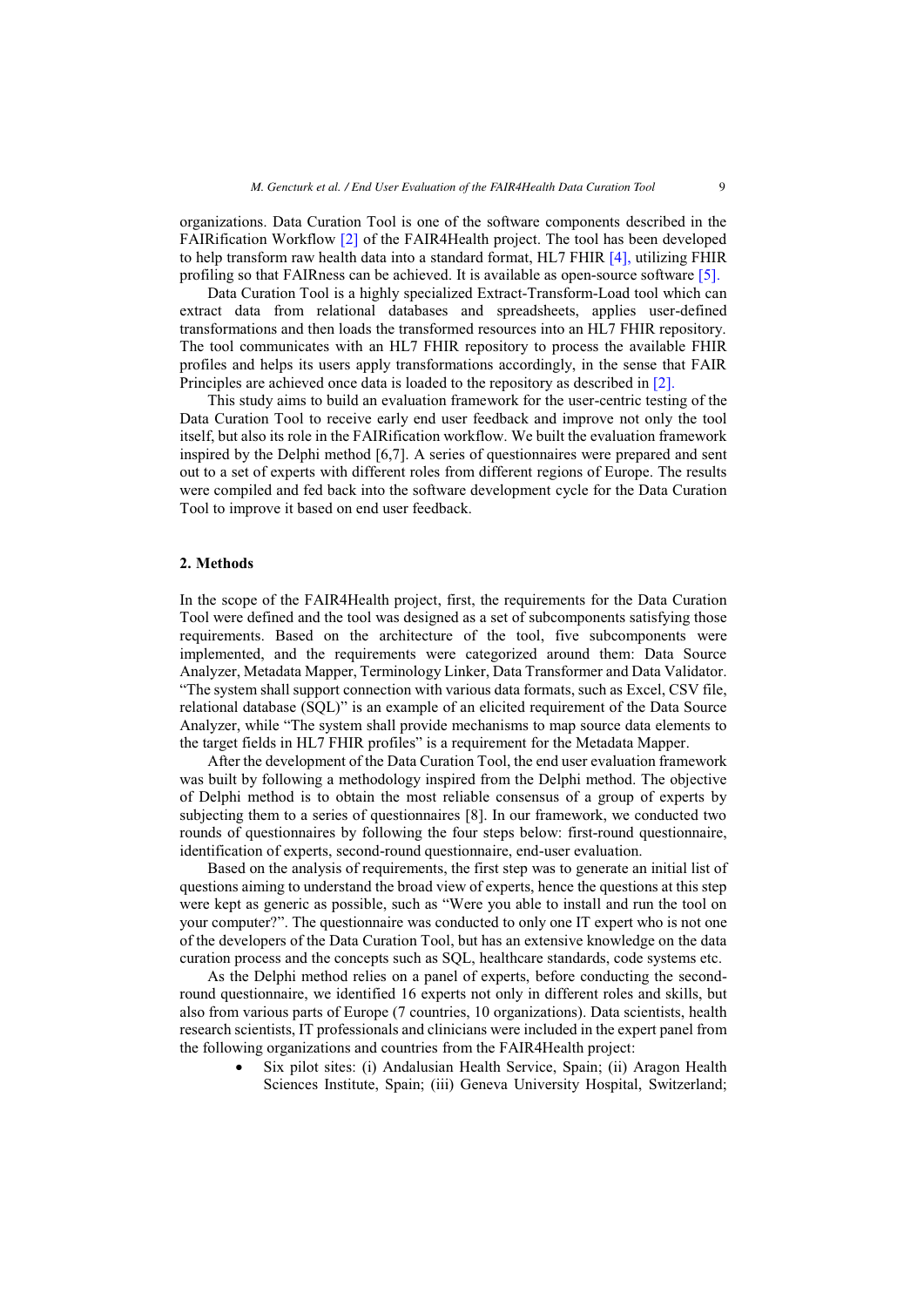organizations. Data Curation Tool is one of the software components described in the FAIRification Workflow [2] of the FAIR4Health project. The tool has been developed to help transform raw health data into a standard format, HL7 FHIR [4], utilizing FHIR profiling so that FAIRness can be achieved. It is available as open-source software [5].

Data Curation Tool is a highly specialized Extract-Transform-Load tool which can extract data from relational databases and spreadsheets, applies user-defined transformations and then loads the transformed resources into an HL7 FHIR repository. The tool communicates with an HL7 FHIR repository to process the available FHIR profiles and helps its users apply transformations accordingly, in the sense that FAIR Principles are achieved once data is loaded to the repository as described in [2].

This study aims to build an evaluation framework for the user-centric testing of the Data Curation Tool to receive early end user feedback and improve not only the tool itself, but also its role in the FAIRification workflow. We built the evaluation framework inspired by the Delphi method [6,7]. A series of questionnaires were prepared and sent out to a set of experts with different roles from different regions of Europe. The results were compiled and fed back into the software development cycle for the Data Curation Tool to improve it based on end user feedback.

## 2. Methods

In the scope of the FAIR4Health project, first, the requirements for the Data Curation Tool were defined and the tool was designed as a set of subcomponents satisfying those requirements. Based on the architecture of the tool, five subcomponents were implemented, and the requirements were categorized around them: Data Source Analyzer, Metadata Mapper, Terminology Linker, Data Transformer and Data Validator. "The system shall support connection with various data formats, such as Excel, CSV file, relational database (SQL)" is an example of an elicited requirement of the Data Source Analyzer, while "The system shall provide mechanisms to map source data elements to the target fields in HL7 FHIR profiles" is a requirement for the Metadata Mapper.

After the development of the Data Curation Tool, the end user evaluation framework was built by following a methodology inspired from the Delphi method. The objective of Delphi method is to obtain the most reliable consensus of a group of experts by subjecting them to a series of questionnaires [8]. In our framework, we conducted two rounds of questionnaires by following the four steps below: first-round questionnaire, identification of experts, second-round questionnaire, end-user evaluation.

Based on the analysis of requirements, the first step was to generate an initial list of questions aiming to understand the broad view of experts, hence the questions at this step were kept as generic as possible, such as "Were you able to install and run the tool on your computer?". The questionnaire was conducted to only one IT expert who is not one of the developers of the Data Curation Tool, but has an extensive knowledge on the data curation process and the concepts such as SQL, healthcare standards, code systems etc.

As the Delphi method relies on a panel of experts, before conducting the second-round questionnaire, we identified 16 experts not only in different roles and skills, but also from various parts of Europe (7 countries, 10 organizations). Data scientists, health research scientists, IT professionals and clinicians were included in the expert panel from the following organizations and countries from the FAIR4Health project:

- Six pilot sites: (i) Andalusian Health Service, Spain; (ii) Aragon Health Sciences Institute, Spain; (iii) Geneva University Hospital, Switzerland;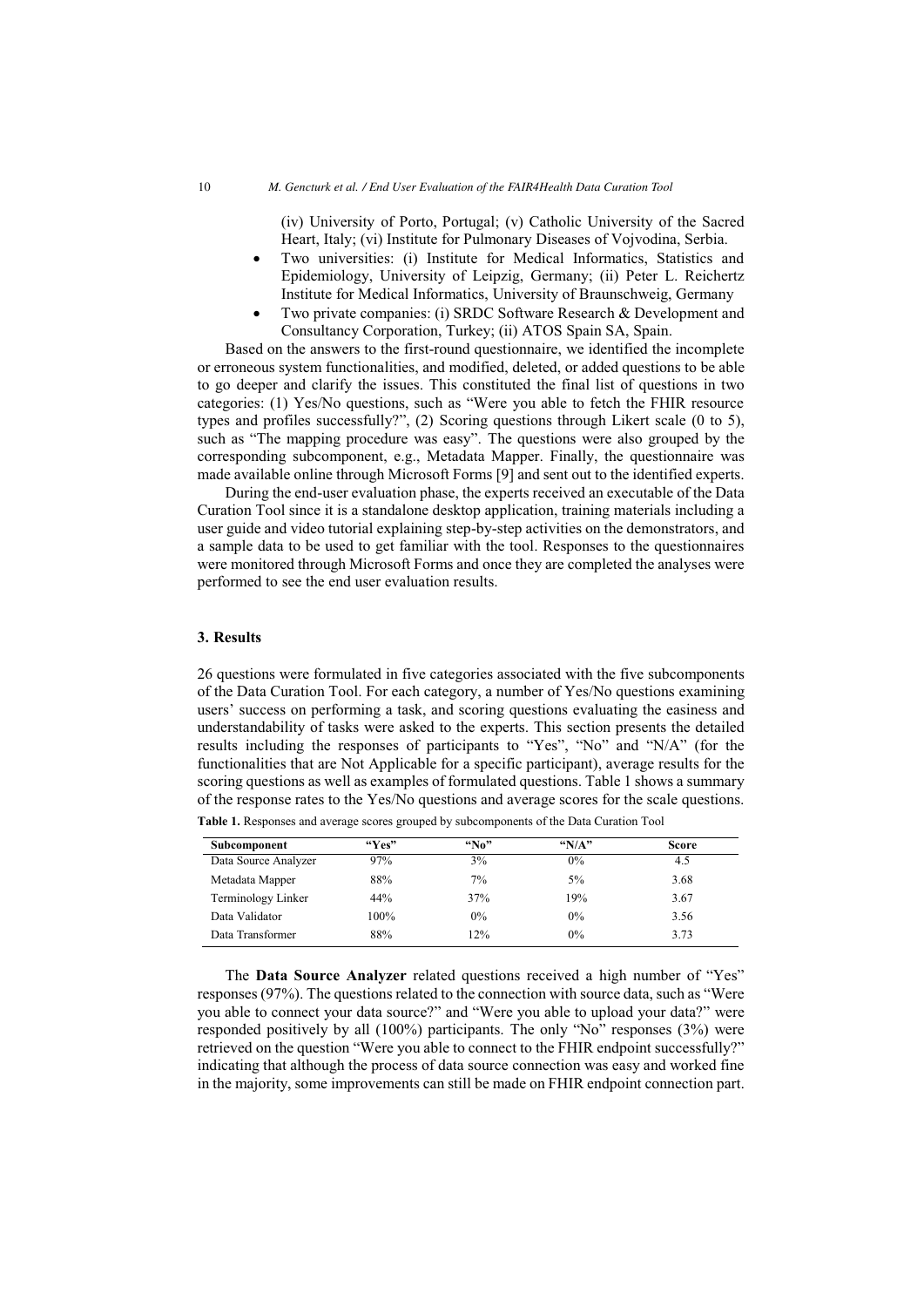(iv) University of Porto, Portugal; (v) Catholic University of the Sacred Heart, Italy; (vi) Institute for Pulmonary Diseases of Vojvodina, Serbia.

- Two universities: (i) Institute for Medical Informatics, Statistics and Epidemiology, University of Leipzig, Germany; (ii) Peter L. Reichertz Institute for Medical Informatics, University of Braunschweig, Germany
- Two private companies: (i) SRDC Software Research & Development and Consultancy Corporation, Turkey; (ii) ATOS Spain SA, Spain.

Based on the answers to the first-round questionnaire, we identified the incomplete or erroneous system functionalities, and modified, deleted, or added questions to be able to go deeper and clarify the issues. This constituted the final list of questions in two categories: (1) Yes/No questions, such as "Were you able to fetch the FHIR resource types and profiles successfully?", (2) Scoring questions through Likert scale (0 to 5), such as "The mapping procedure was easy". The questions were also grouped by the corresponding subcomponent, e.g., Metadata Mapper. Finally, the questionnaire was made available online through Microsoft Forms [9] and sent out to the identified experts.

During the end-user evaluation phase, the experts received an executable of the Data Curation Tool since it is a standalone desktop application, training materials including a user guide and video tutorial explaining step-by-step activities on the demonstrators, and a sample data to be used to get familiar with the tool. Responses to the questionnaires were monitored through Microsoft Forms and once they are completed the analyses were performed to see the end user evaluation results.

## 3. Results

26 questions were formulated in five categories associated with the five subcomponents of the Data Curation Tool. For each category, a number of Yes/No questions examining users' success on performing a task, and scoring questions evaluating the easiness and understandability of tasks were asked to the experts. This section presents the detailed results including the responses of participants to "Yes", "No" and "N/A" (for the functionalities that are Not Applicable for a specific participant), average results for the scoring questions as well as examples of formulated questions. Table 1 shows a summary of the response rates to the Yes/No questions and average scores for the scale questions.

**Table 1.** Responses and average scores grouped by subcomponents of the Data Curation Tool

| Subcomponent | "Yes" | "No" | "N/A" | Score |
|---|---|---|---|---|
| Data Source Analyzer | 97% | 3% | 0% | 4.5 |
| Metadata Mapper | 88% | 7% | 5% | 3.68 |
| Terminology Linker | 44% | 37% | 19% | 3.67 |
| Data Validator | 100% | 0% | 0% | 3.56 |
| Data Transformer | 88% | 12% | 0% | 3.73 |

The **Data Source Analyzer** related questions received a high number of "Yes" responses (97%). The questions related to the connection with source data, such as "Were you able to connect your data source?" and "Were you able to upload your data?" were responded positively by all (100%) participants. The only "No" responses (3%) were retrieved on the question "Were you able to connect to the FHIR endpoint successfully?" indicating that although the process of data source connection was easy and worked fine in the majority, some improvements can still be made on FHIR endpoint connection part.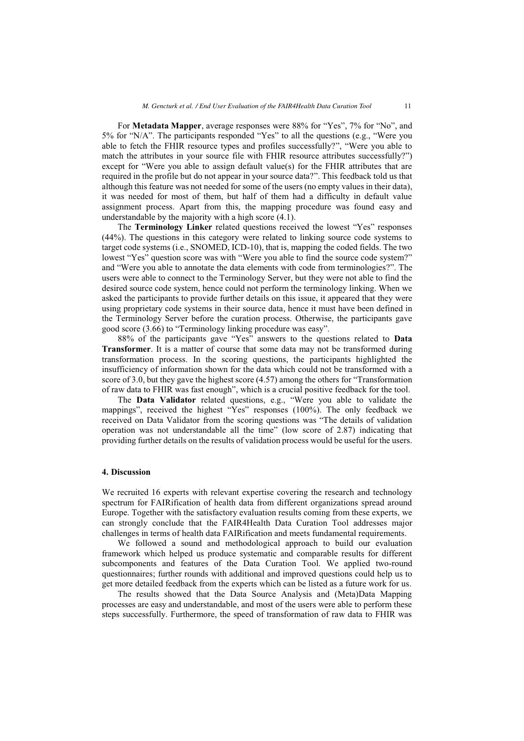For **Metadata Mapper**, average responses were 88% for "Yes", 7% for "No", and 5% for "N/A". The participants responded "Yes" to all the questions (e.g., "Were you able to fetch the FHIR resource types and profiles successfully?", "Were you able to match the attributes in your source file with FHIR resource attributes successfully?") except for "Were you able to assign default value(s) for the FHIR attributes that are required in the profile but do not appear in your source data?". This feedback told us that although this feature was not needed for some of the users (no empty values in their data), it was needed for most of them, but half of them had a difficulty in default value assignment process. Apart from this, the mapping procedure was found easy and understandable by the majority with a high score (4.1).

The **Terminology Linker** related questions received the lowest "Yes" responses (44%). The questions in this category were related to linking source code systems to target code systems (i.e., SNOMED, ICD-10), that is, mapping the coded fields. The two lowest "Yes" question score was with "Were you able to find the source code system?" and "Were you able to annotate the data elements with code from terminologies?". The users were able to connect to the Terminology Server, but they were not able to find the desired source code system, hence could not perform the terminology linking. When we asked the participants to provide further details on this issue, it appeared that they were using proprietary code systems in their source data, hence it must have been defined in the Terminology Server before the curation process. Otherwise, the participants gave good score (3.66) to "Terminology linking procedure was easy".

88% of the participants gave "Yes" answers to the questions related to **Data Transformer**. It is a matter of course that some data may not be transformed during transformation process. In the scoring questions, the participants highlighted the insufficiency of information shown for the data which could not be transformed with a score of 3.0, but they gave the highest score (4.57) among the others for "Transformation of raw data to FHIR was fast enough", which is a crucial positive feedback for the tool.

The **Data Validator** related questions, e.g., "Were you able to validate the mappings", received the highest "Yes" responses (100%). The only feedback we received on Data Validator from the scoring questions was "The details of validation operation was not understandable all the time" (low score of 2.87) indicating that providing further details on the results of validation process would be useful for the users.

## 4. Discussion

We recruited 16 experts with relevant expertise covering the research and technology spectrum for FAIRification of health data from different organizations spread around Europe. Together with the satisfactory evaluation results coming from these experts, we can strongly conclude that the FAIR4Health Data Curation Tool addresses major challenges in terms of health data FAIRification and meets fundamental requirements.

We followed a sound and methodological approach to build our evaluation framework which helped us produce systematic and comparable results for different subcomponents and features of the Data Curation Tool. We applied two-round questionnaires; further rounds with additional and improved questions could help us to get more detailed feedback from the experts which can be listed as a future work for us.

The results showed that the Data Source Analysis and (Meta)Data Mapping processes are easy and understandable, and most of the users were able to perform these steps successfully. Furthermore, the speed of transformation of raw data to FHIR was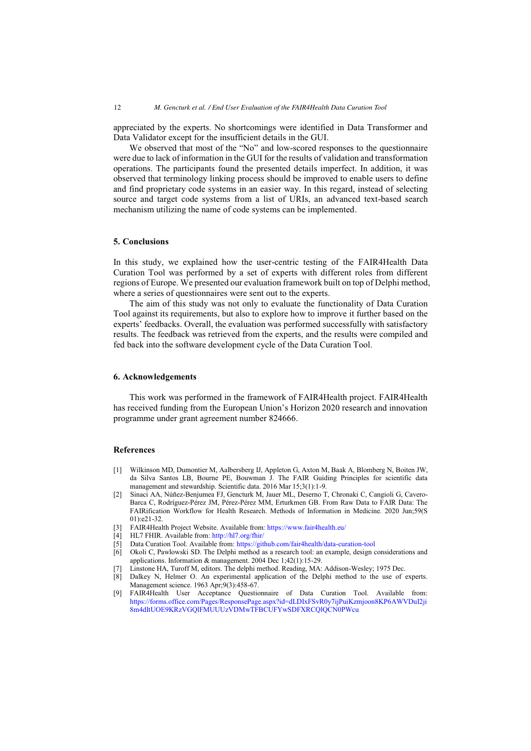appreciated by the experts. No shortcomings were identified in Data Transformer and Data Validator except for the insufficient details in the GUI.

We observed that most of the "No" and low-scored responses to the questionnaire were due to lack of information in the GUI for the results of validation and transformation operations. The participants found the presented details imperfect. In addition, it was observed that terminology linking process should be improved to enable users to define and find proprietary code systems in an easier way. In this regard, instead of selecting source and target code systems from a list of URIs, an advanced text-based search mechanism utilizing the name of code systems can be implemented.

## 5. Conclusions

In this study, we explained how the user-centric testing of the FAIR4Health Data Curation Tool was performed by a set of experts with different roles from different regions of Europe. We presented our evaluation framework built on top of Delphi method, where a series of questionnaires were sent out to the experts.

The aim of this study was not only to evaluate the functionality of Data Curation Tool against its requirements, but also to explore how to improve it further based on the experts' feedbacks. Overall, the evaluation was performed successfully with satisfactory results. The feedback was retrieved from the experts, and the results were compiled and fed back into the software development cycle of the Data Curation Tool.

## 6. Acknowledgements

This work was performed in the framework of FAIR4Health project. FAIR4Health has received funding from the European Union's Horizon 2020 research and innovation programme under grant agreement number 824666.

## References

[1] Wilkinson MD, Dumontier M, Aalbersberg IJ, Appleton G, Axton M, Baak A, Blomberg N, Boiten JW, da Silva Santos LB, Bourne PE, Bouwman J. The FAIR Guiding Principles for scientific data management and stewardship. Scientific data. 2016 Mar 15;3(1):1-9.

[2] Sinaci AA, Núñez-Benjumea FJ, Gencturk M, Jauer ML, Deserno T, Chronaki C, Cangioli G, Cavero-Barca C, Rodríguez-Pérez JM, Pérez-Pérez MM, Erturkmen GB. From Raw Data to FAIR Data: The FAIRification Workflow for Health Research. Methods of Information in Medicine. 2020 Jun;59(S 01):e21-32.

[3] FAIR4Health Project Website. Available from: https://www.fair4health.eu/

[4] HL7 FHIR. Available from: http://hl7.org/fhir/

[5] Data Curation Tool. Available from: https://github.com/fair4health/data-curation-tool

[6] Okoli C, Pawlowski SD. The Delphi method as a research tool: an example, design considerations and applications. Information & management. 2004 Dec 1;42(1):15-29.

[7] Linstone HA, Turoff M, editors. The delphi method. Reading, MA: Addison-Wesley; 1975 Dec.

[8] Dalkey N, Helmer O. An experimental application of the Delphi method to the use of experts. Management science. 1963 Apr;9(3):458-67.

[9] FAIR4Health User Acceptance Questionnaire of Data Curation Tool. Available from: https://forms.office.com/Pages/ResponsePage.aspx?id=dLDIxFSvR0y7ijPuiKzmjoon8KP6AWVDuI2ji8m4dItUOE9KRzVGQlFMUUUzVDMwTFBCUFYwSDFXRCQlQCN0PWcu